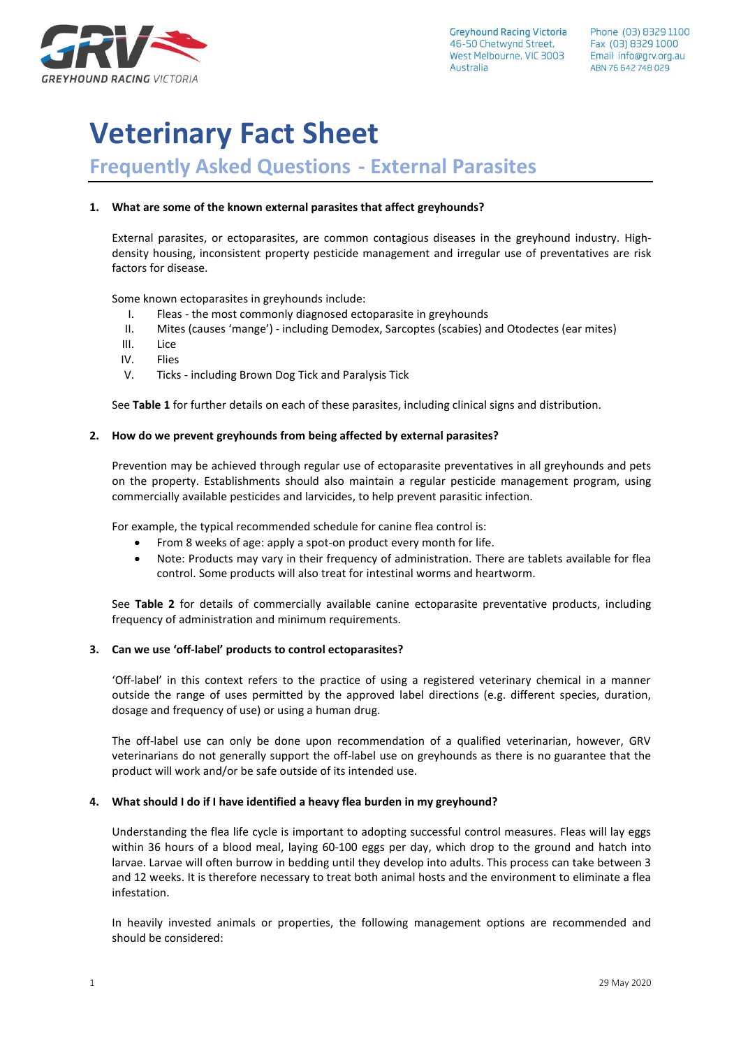Greyhound Racing Victoria
46-50 Chetwynd Street,
West Melbourne, VIC 3003
Australia

Phone (03) 8329 1100
Fax (03) 8329 1000
Email info@grv.org.au
ABN 76 642 748 029

# Veterinary Fact Sheet

## Frequently Asked Questions - External Parasites

**1. What are some of the known external parasites that affect greyhounds?**

External parasites, or ectoparasites, are common contagious diseases in the greyhound industry. High-density housing, inconsistent property pesticide management and irregular use of preventatives are risk factors for disease.

Some known ectoparasites in greyhounds include:

I. Fleas - the most commonly diagnosed ectoparasite in greyhounds
II. Mites (causes 'mange') - including Demodex, Sarcoptes (scabies) and Otodectes (ear mites)
III. Lice
IV. Flies
V. Ticks - including Brown Dog Tick and Paralysis Tick

See **Table 1** for further details on each of these parasites, including clinical signs and distribution.

**2. How do we prevent greyhounds from being affected by external parasites?**

Prevention may be achieved through regular use of ectoparasite preventatives in all greyhounds and pets on the property. Establishments should also maintain a regular pesticide management program, using commercially available pesticides and larvicides, to help prevent parasitic infection.

For example, the typical recommended schedule for canine flea control is:

- From 8 weeks of age: apply a spot-on product every month for life.
- Note: Products may vary in their frequency of administration. There are tablets available for flea control. Some products will also treat for intestinal worms and heartworm.

See **Table 2** for details of commercially available canine ectoparasite preventative products, including frequency of administration and minimum requirements.

**3. Can we use 'off-label' products to control ectoparasites?**

'Off-label' in this context refers to the practice of using a registered veterinary chemical in a manner outside the range of uses permitted by the approved label directions (e.g. different species, duration, dosage and frequency of use) or using a human drug.

The off-label use can only be done upon recommendation of a qualified veterinarian, however, GRV veterinarians do not generally support the off-label use on greyhounds as there is no guarantee that the product will work and/or be safe outside of its intended use.

**4. What should I do if I have identified a heavy flea burden in my greyhound?**

Understanding the flea life cycle is important to adopting successful control measures. Fleas will lay eggs within 36 hours of a blood meal, laying 60-100 eggs per day, which drop to the ground and hatch into larvae. Larvae will often burrow in bedding until they develop into adults. This process can take between 3 and 12 weeks. It is therefore necessary to treat both animal hosts and the environment to eliminate a flea infestation.

In heavily invested animals or properties, the following management options are recommended and should be considered:

29 May 2020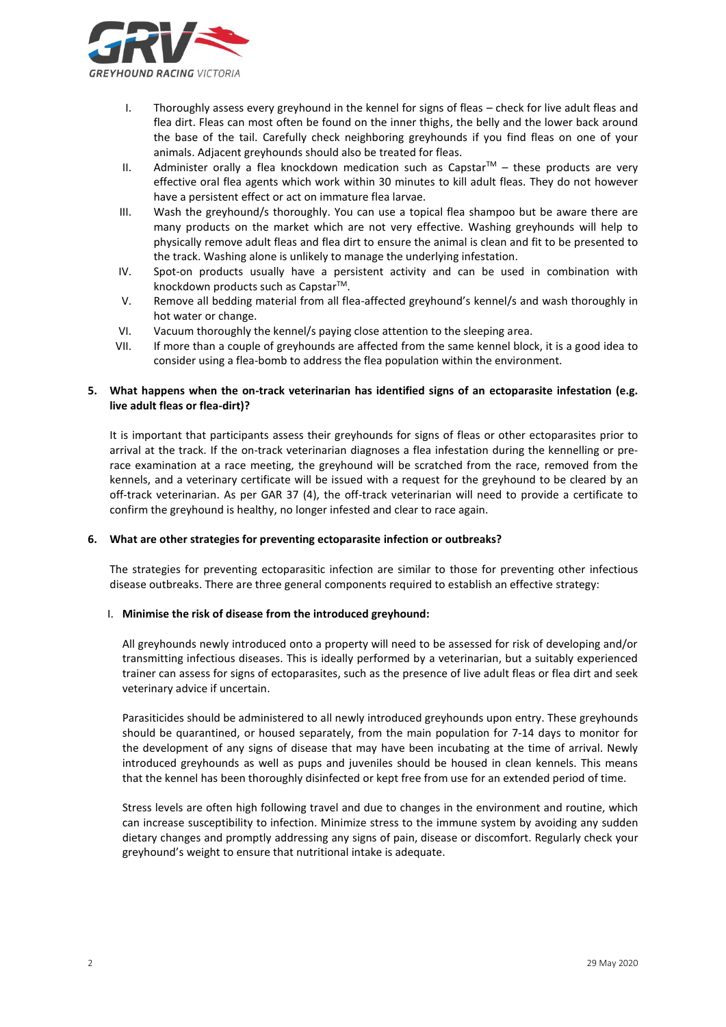I. Thoroughly assess every greyhound in the kennel for signs of fleas – check for live adult fleas and flea dirt. Fleas can most often be found on the inner thighs, the belly and the lower back around the base of the tail. Carefully check neighboring greyhounds if you find fleas on one of your animals. Adjacent greyhounds should also be treated for fleas.

II. Administer orally a flea knockdown medication such as Capstar™ – these products are very effective oral flea agents which work within 30 minutes to kill adult fleas. They do not however have a persistent effect or act on immature flea larvae.

III. Wash the greyhound/s thoroughly. You can use a topical flea shampoo but be aware there are many products on the market which are not very effective. Washing greyhounds will help to physically remove adult fleas and flea dirt to ensure the animal is clean and fit to be presented to the track. Washing alone is unlikely to manage the underlying infestation.

IV. Spot-on products usually have a persistent activity and can be used in combination with knockdown products such as Capstar™.

V. Remove all bedding material from all flea-affected greyhound's kennel/s and wash thoroughly in hot water or change.

VI. Vacuum thoroughly the kennel/s paying close attention to the sleeping area.

VII. If more than a couple of greyhounds are affected from the same kennel block, it is a good idea to consider using a flea-bomb to address the flea population within the environment.

**5. What happens when the on-track veterinarian has identified signs of an ectoparasite infestation (e.g. live adult fleas or flea-dirt)?**

It is important that participants assess their greyhounds for signs of fleas or other ectoparasites prior to arrival at the track. If the on-track veterinarian diagnoses a flea infestation during the kennelling or pre-race examination at a race meeting, the greyhound will be scratched from the race, removed from the kennels, and a veterinary certificate will be issued with a request for the greyhound to be cleared by an off-track veterinarian. As per GAR 37 (4), the off-track veterinarian will need to provide a certificate to confirm the greyhound is healthy, no longer infested and clear to race again.

**6. What are other strategies for preventing ectoparasite infection or outbreaks?**

The strategies for preventing ectoparasitic infection are similar to those for preventing other infectious disease outbreaks. There are three general components required to establish an effective strategy:

I. **Minimise the risk of disease from the introduced greyhound:**

All greyhounds newly introduced onto a property will need to be assessed for risk of developing and/or transmitting infectious diseases. This is ideally performed by a veterinarian, but a suitably experienced trainer can assess for signs of ectoparasites, such as the presence of live adult fleas or flea dirt and seek veterinary advice if uncertain.

Parasiticides should be administered to all newly introduced greyhounds upon entry. These greyhounds should be quarantined, or housed separately, from the main population for 7-14 days to monitor for the development of any signs of disease that may have been incubating at the time of arrival. Newly introduced greyhounds as well as pups and juveniles should be housed in clean kennels. This means that the kennel has been thoroughly disinfected or kept free from use for an extended period of time.

Stress levels are often high following travel and due to changes in the environment and routine, which can increase susceptibility to infection. Minimize stress to the immune system by avoiding any sudden dietary changes and promptly addressing any signs of pain, disease or discomfort. Regularly check your greyhound's weight to ensure that nutritional intake is adequate.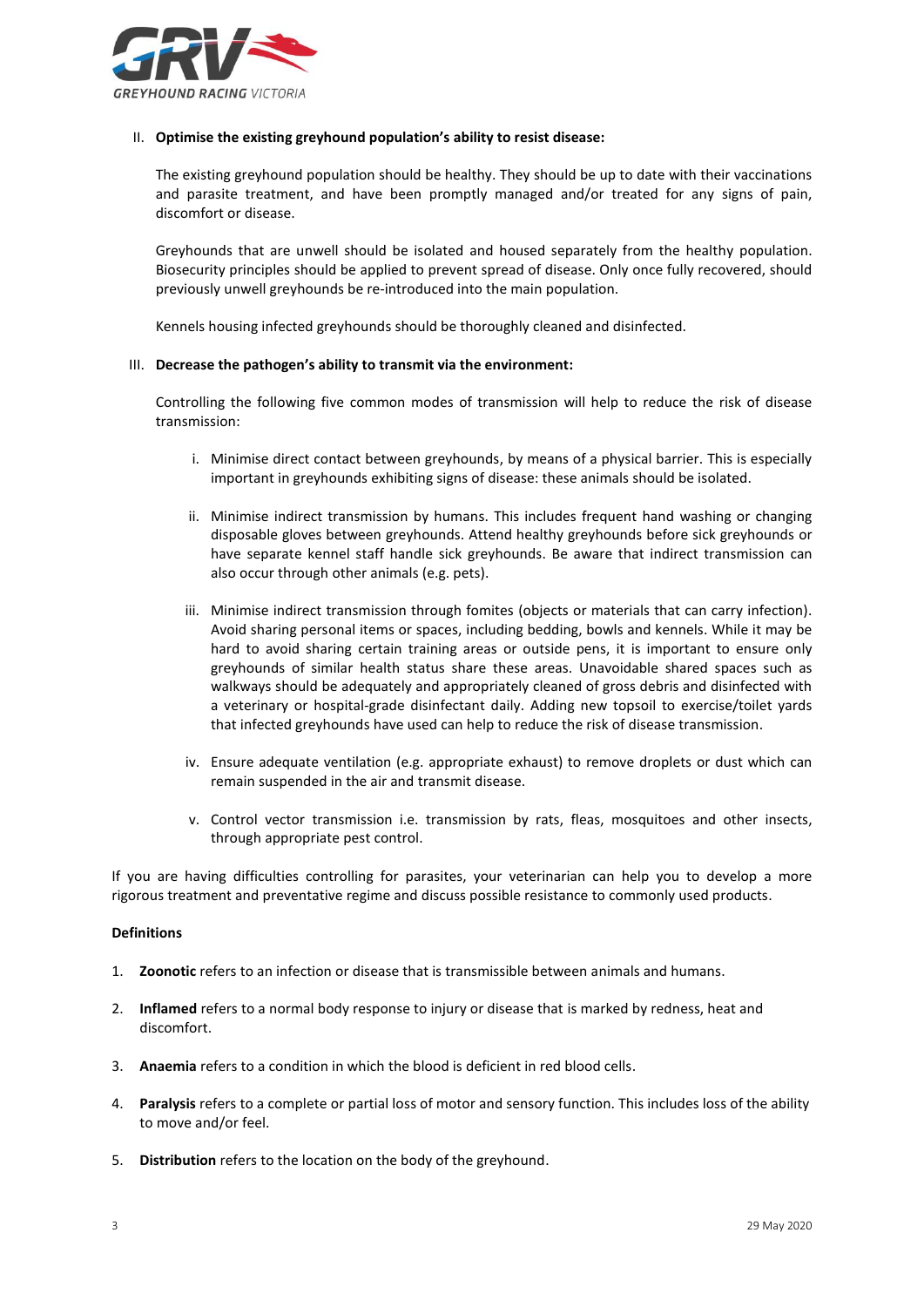II. **Optimise the existing greyhound population's ability to resist disease:**

The existing greyhound population should be healthy. They should be up to date with their vaccinations and parasite treatment, and have been promptly managed and/or treated for any signs of pain, discomfort or disease.

Greyhounds that are unwell should be isolated and housed separately from the healthy population. Biosecurity principles should be applied to prevent spread of disease. Only once fully recovered, should previously unwell greyhounds be re-introduced into the main population.

Kennels housing infected greyhounds should be thoroughly cleaned and disinfected.

III. **Decrease the pathogen's ability to transmit via the environment:**

Controlling the following five common modes of transmission will help to reduce the risk of disease transmission:

i. Minimise direct contact between greyhounds, by means of a physical barrier. This is especially important in greyhounds exhibiting signs of disease: these animals should be isolated.

ii. Minimise indirect transmission by humans. This includes frequent hand washing or changing disposable gloves between greyhounds. Attend healthy greyhounds before sick greyhounds or have separate kennel staff handle sick greyhounds. Be aware that indirect transmission can also occur through other animals (e.g. pets).

iii. Minimise indirect transmission through fomites (objects or materials that can carry infection). Avoid sharing personal items or spaces, including bedding, bowls and kennels. While it may be hard to avoid sharing certain training areas or outside pens, it is important to ensure only greyhounds of similar health status share these areas. Unavoidable shared spaces such as walkways should be adequately and appropriately cleaned of gross debris and disinfected with a veterinary or hospital-grade disinfectant daily. Adding new topsoil to exercise/toilet yards that infected greyhounds have used can help to reduce the risk of disease transmission.

iv. Ensure adequate ventilation (e.g. appropriate exhaust) to remove droplets or dust which can remain suspended in the air and transmit disease.

v. Control vector transmission i.e. transmission by rats, fleas, mosquitoes and other insects, through appropriate pest control.

If you are having difficulties controlling for parasites, your veterinarian can help you to develop a more rigorous treatment and preventative regime and discuss possible resistance to commonly used products.

**Definitions**

1. **Zoonotic** refers to an infection or disease that is transmissible between animals and humans.
2. **Inflamed** refers to a normal body response to injury or disease that is marked by redness, heat and discomfort.
3. **Anaemia** refers to a condition in which the blood is deficient in red blood cells.
4. **Paralysis** refers to a complete or partial loss of motor and sensory function. This includes loss of the ability to move and/or feel.
5. **Distribution** refers to the location on the body of the greyhound.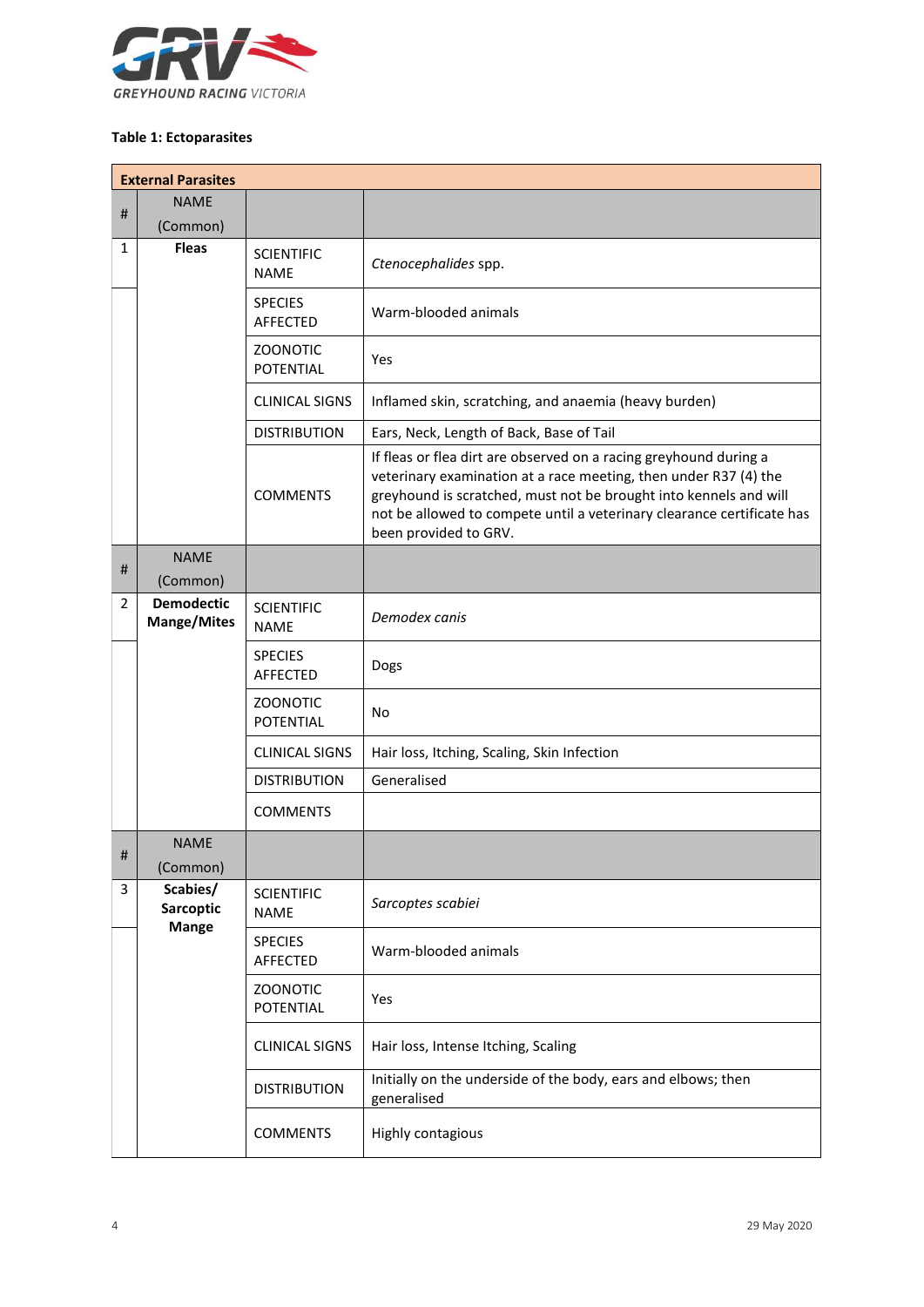**Table 1: Ectoparasites**

| External Parasites | | | |
|---|---|---|---|
| # | NAME (Common) | | |
| 1 | **Fleas** | SCIENTIFIC NAME | *Ctenocephalides* spp. |
| | | SPECIES AFFECTED | Warm-blooded animals |
| | | ZOONOTIC POTENTIAL | Yes |
| | | CLINICAL SIGNS | Inflamed skin, scratching, and anaemia (heavy burden) |
| | | DISTRIBUTION | Ears, Neck, Length of Back, Base of Tail |
| | | COMMENTS | If fleas or flea dirt are observed on a racing greyhound during a veterinary examination at a race meeting, then under R37 (4) the greyhound is scratched, must not be brought into kennels and will not be allowed to compete until a veterinary clearance certificate has been provided to GRV. |
| # | NAME (Common) | | |
| 2 | **Demodectic Mange/Mites** | SCIENTIFIC NAME | *Demodex canis* |
| | | SPECIES AFFECTED | Dogs |
| | | ZOONOTIC POTENTIAL | No |
| | | CLINICAL SIGNS | Hair loss, Itching, Scaling, Skin Infection |
| | | DISTRIBUTION | Generalised |
| | | COMMENTS | |
| # | NAME (Common) | | |
| 3 | **Scabies/ Sarcoptic Mange** | SCIENTIFIC NAME | *Sarcoptes scabiei* |
| | | SPECIES AFFECTED | Warm-blooded animals |
| | | ZOONOTIC POTENTIAL | Yes |
| | | CLINICAL SIGNS | Hair loss, Intense Itching, Scaling |
| | | DISTRIBUTION | Initially on the underside of the body, ears and elbows; then generalised |
| | | COMMENTS | Highly contagious |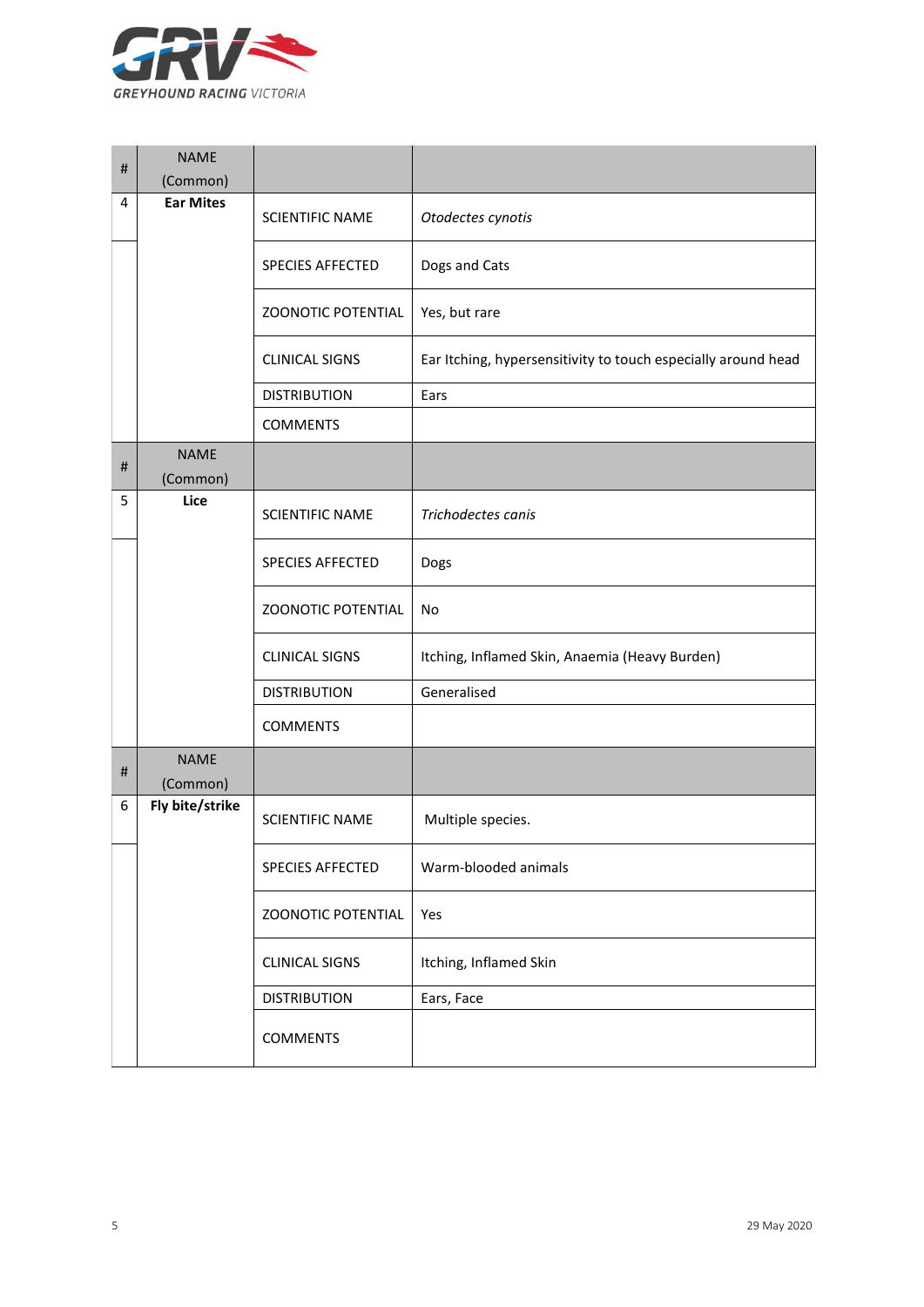| # | NAME (Common) | | |
|---|---|---|---|
| 4 | **Ear Mites** | SCIENTIFIC NAME | *Otodectes cynotis* |
| | | SPECIES AFFECTED | Dogs and Cats |
| | | ZOONOTIC POTENTIAL | Yes, but rare |
| | | CLINICAL SIGNS | Ear Itching, hypersensitivity to touch especially around head |
| | | DISTRIBUTION | Ears |
| | | COMMENTS | |
| **#** | **NAME (Common)** | | |
| 5 | **Lice** | SCIENTIFIC NAME | *Trichodectes canis* |
| | | SPECIES AFFECTED | Dogs |
| | | ZOONOTIC POTENTIAL | No |
| | | CLINICAL SIGNS | Itching, Inflamed Skin, Anaemia (Heavy Burden) |
| | | DISTRIBUTION | Generalised |
| | | COMMENTS | |
| **#** | **NAME (Common)** | | |
| 6 | **Fly bite/strike** | SCIENTIFIC NAME | Multiple species. |
| | | SPECIES AFFECTED | Warm-blooded animals |
| | | ZOONOTIC POTENTIAL | Yes |
| | | CLINICAL SIGNS | Itching, Inflamed Skin |
| | | DISTRIBUTION | Ears, Face |
| | | COMMENTS | |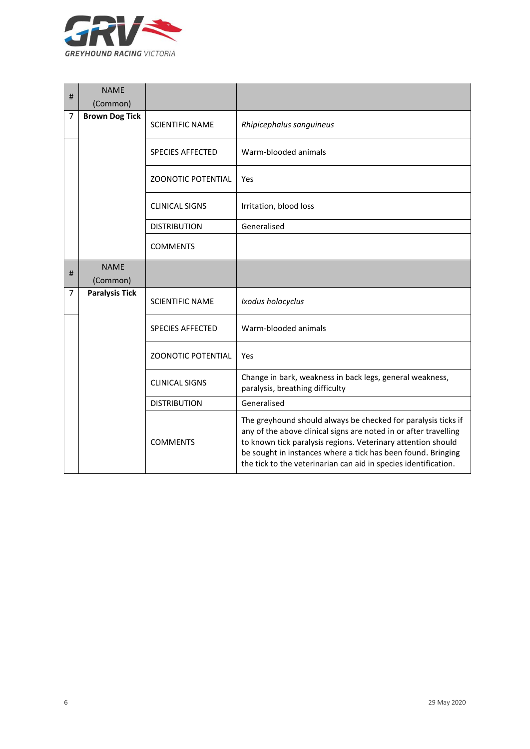| # | NAME (Common) | | |
|---|---|---|---|
| 7 | **Brown Dog Tick** | SCIENTIFIC NAME | *Rhipicephalus sanguineus* |
| | | SPECIES AFFECTED | Warm-blooded animals |
| | | ZOONOTIC POTENTIAL | Yes |
| | | CLINICAL SIGNS | Irritation, blood loss |
| | | DISTRIBUTION | Generalised |
| | | COMMENTS | |

| # | NAME (Common) | | |
|---|---|---|---|
| 7 | **Paralysis Tick** | SCIENTIFIC NAME | *Ixodus holocyclus* |
| | | SPECIES AFFECTED | Warm-blooded animals |
| | | ZOONOTIC POTENTIAL | Yes |
| | | CLINICAL SIGNS | Change in bark, weakness in back legs, general weakness, paralysis, breathing difficulty |
| | | DISTRIBUTION | Generalised |
| | | COMMENTS | The greyhound should always be checked for paralysis ticks if any of the above clinical signs are noted in or after travelling to known tick paralysis regions. Veterinary attention should be sought in instances where a tick has been found. Bringing the tick to the veterinarian can aid in species identification. |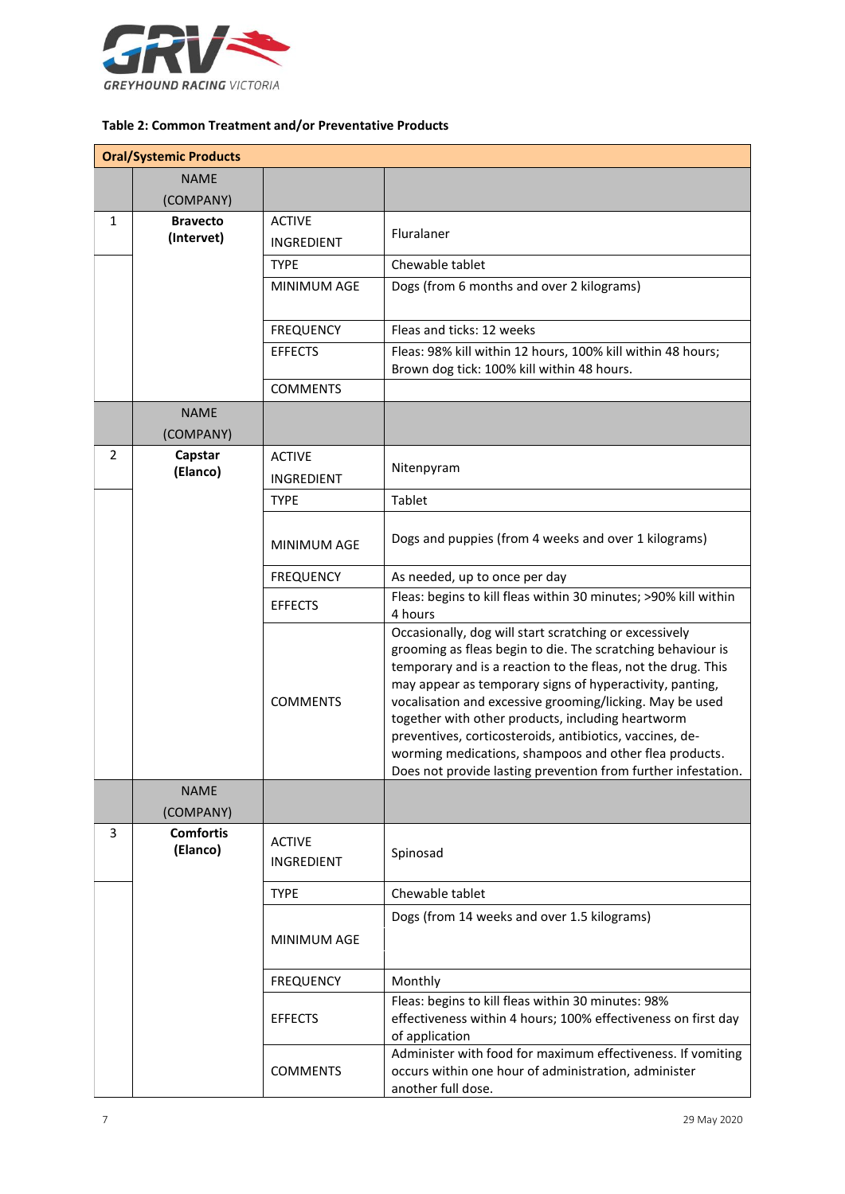**Table 2: Common Treatment and/or Preventative Products**

| Oral/Systemic Products | | | |
|---|---|---|---|
| | NAME (COMPANY) | | |
| 1 | **Bravecto (Intervet)** | ACTIVE INGREDIENT | Fluralaner |
| | | TYPE | Chewable tablet |
| | | MINIMUM AGE | Dogs (from 6 months and over 2 kilograms) |
| | | FREQUENCY | Fleas and ticks: 12 weeks |
| | | EFFECTS | Fleas: 98% kill within 12 hours, 100% kill within 48 hours; Brown dog tick: 100% kill within 48 hours. |
| | | COMMENTS | |
| | NAME (COMPANY) | | |
| 2 | **Capstar (Elanco)** | ACTIVE INGREDIENT | Nitenpyram |
| | | TYPE | Tablet |
| | | MINIMUM AGE | Dogs and puppies (from 4 weeks and over 1 kilograms) |
| | | FREQUENCY | As needed, up to once per day |
| | | EFFECTS | Fleas: begins to kill fleas within 30 minutes; >90% kill within 4 hours |
| | | COMMENTS | Occasionally, dog will start scratching or excessively grooming as fleas begin to die. The scratching behaviour is temporary and is a reaction to the fleas, not the drug. This may appear as temporary signs of hyperactivity, panting, vocalisation and excessive grooming/licking. May be used together with other products, including heartworm preventives, corticosteroids, antibiotics, vaccines, de-worming medications, shampoos and other flea products. Does not provide lasting prevention from further infestation. |
| | NAME (COMPANY) | | |
| 3 | **Comfortis (Elanco)** | ACTIVE INGREDIENT | Spinosad |
| | | TYPE | Chewable tablet |
| | | MINIMUM AGE | Dogs (from 14 weeks and over 1.5 kilograms) |
| | | FREQUENCY | Monthly |
| | | EFFECTS | Fleas: begins to kill fleas within 30 minutes: 98% effectiveness within 4 hours; 100% effectiveness on first day of application |
| | | COMMENTS | Administer with food for maximum effectiveness. If vomiting occurs within one hour of administration, administer another full dose. |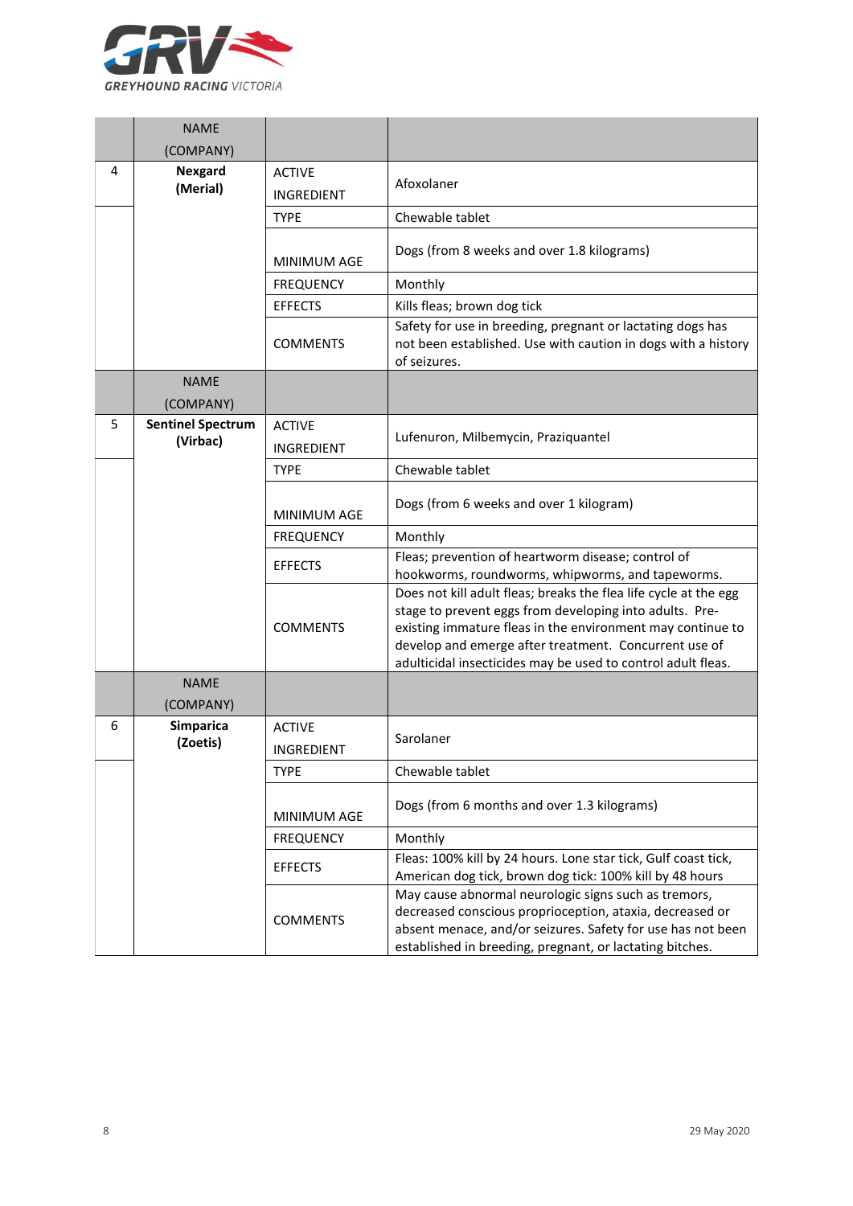| | NAME (COMPANY) | | |
|---|---|---|---|
| 4 | **Nexgard (Merial)** | ACTIVE INGREDIENT | Afoxolaner |
| | | TYPE | Chewable tablet |
| | | MINIMUM AGE | Dogs (from 8 weeks and over 1.8 kilograms) |
| | | FREQUENCY | Monthly |
| | | EFFECTS | Kills fleas; brown dog tick |
| | | COMMENTS | Safety for use in breeding, pregnant or lactating dogs has not been established. Use with caution in dogs with a history of seizures. |
| | NAME (COMPANY) | | |
| 5 | **Sentinel Spectrum (Virbac)** | ACTIVE INGREDIENT | Lufenuron, Milbemycin, Praziquantel |
| | | TYPE | Chewable tablet |
| | | MINIMUM AGE | Dogs (from 6 weeks and over 1 kilogram) |
| | | FREQUENCY | Monthly |
| | | EFFECTS | Fleas; prevention of heartworm disease; control of hookworms, roundworms, whipworms, and tapeworms. |
| | | COMMENTS | Does not kill adult fleas; breaks the flea life cycle at the egg stage to prevent eggs from developing into adults. Pre-existing immature fleas in the environment may continue to develop and emerge after treatment. Concurrent use of adulticidal insecticides may be used to control adult fleas. |
| | NAME (COMPANY) | | |
| 6 | **Simparica (Zoetis)** | ACTIVE INGREDIENT | Sarolaner |
| | | TYPE | Chewable tablet |
| | | MINIMUM AGE | Dogs (from 6 months and over 1.3 kilograms) |
| | | FREQUENCY | Monthly |
| | | EFFECTS | Fleas: 100% kill by 24 hours. Lone star tick, Gulf coast tick, American dog tick, brown dog tick: 100% kill by 48 hours |
| | | COMMENTS | May cause abnormal neurologic signs such as tremors, decreased conscious proprioception, ataxia, decreased or absent menace, and/or seizures. Safety for use has not been established in breeding, pregnant, or lactating bitches. |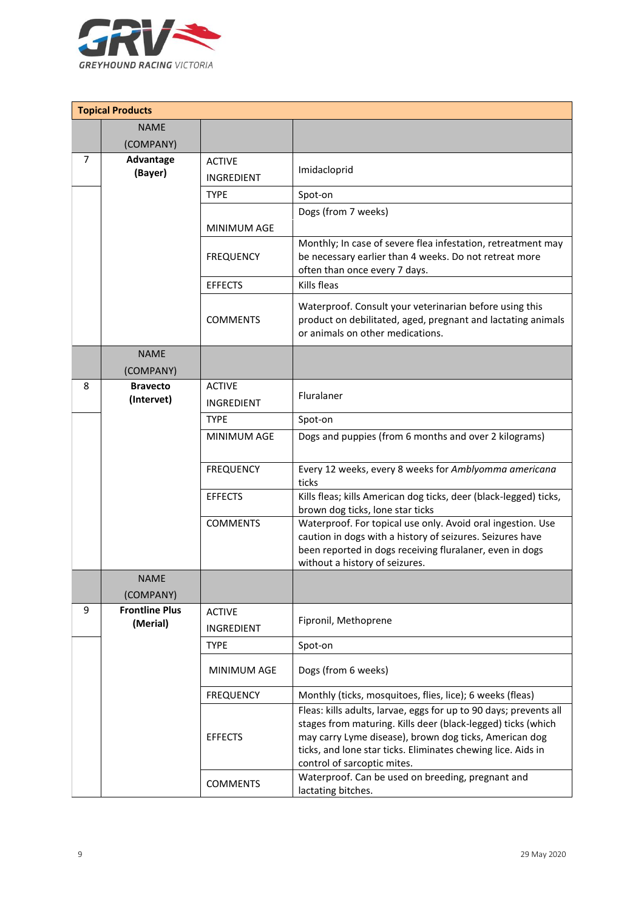| Topical Products | | | |
|---|---|---|---|
| | NAME (COMPANY) | | |
| 7 | **Advantage (Bayer)** | ACTIVE INGREDIENT | Imidacloprid |
| | | TYPE | Spot-on |
| | | MINIMUM AGE | Dogs (from 7 weeks) |
| | | FREQUENCY | Monthly; In case of severe flea infestation, retreatment may be necessary earlier than 4 weeks. Do not retreat more often than once every 7 days. |
| | | EFFECTS | Kills fleas |
| | | COMMENTS | Waterproof. Consult your veterinarian before using this product on debilitated, aged, pregnant and lactating animals or animals on other medications. |
| | NAME (COMPANY) | | |
| 8 | **Bravecto (Intervet)** | ACTIVE INGREDIENT | Fluralaner |
| | | TYPE | Spot-on |
| | | MINIMUM AGE | Dogs and puppies (from 6 months and over 2 kilograms) |
| | | FREQUENCY | Every 12 weeks, every 8 weeks for *Amblyomma americana* ticks |
| | | EFFECTS | Kills fleas; kills American dog ticks, deer (black-legged) ticks, brown dog ticks, lone star ticks |
| | | COMMENTS | Waterproof. For topical use only. Avoid oral ingestion. Use caution in dogs with a history of seizures. Seizures have been reported in dogs receiving fluralaner, even in dogs without a history of seizures. |
| | NAME (COMPANY) | | |
| 9 | **Frontline Plus (Merial)** | ACTIVE INGREDIENT | Fipronil, Methoprene |
| | | TYPE | Spot-on |
| | | MINIMUM AGE | Dogs (from 6 weeks) |
| | | FREQUENCY | Monthly (ticks, mosquitoes, flies, lice); 6 weeks (fleas) |
| | | EFFECTS | Fleas: kills adults, larvae, eggs for up to 90 days; prevents all stages from maturing. Kills deer (black-legged) ticks (which may carry Lyme disease), brown dog ticks, American dog ticks, and lone star ticks. Eliminates chewing lice. Aids in control of sarcoptic mites. |
| | | COMMENTS | Waterproof. Can be used on breeding, pregnant and lactating bitches. |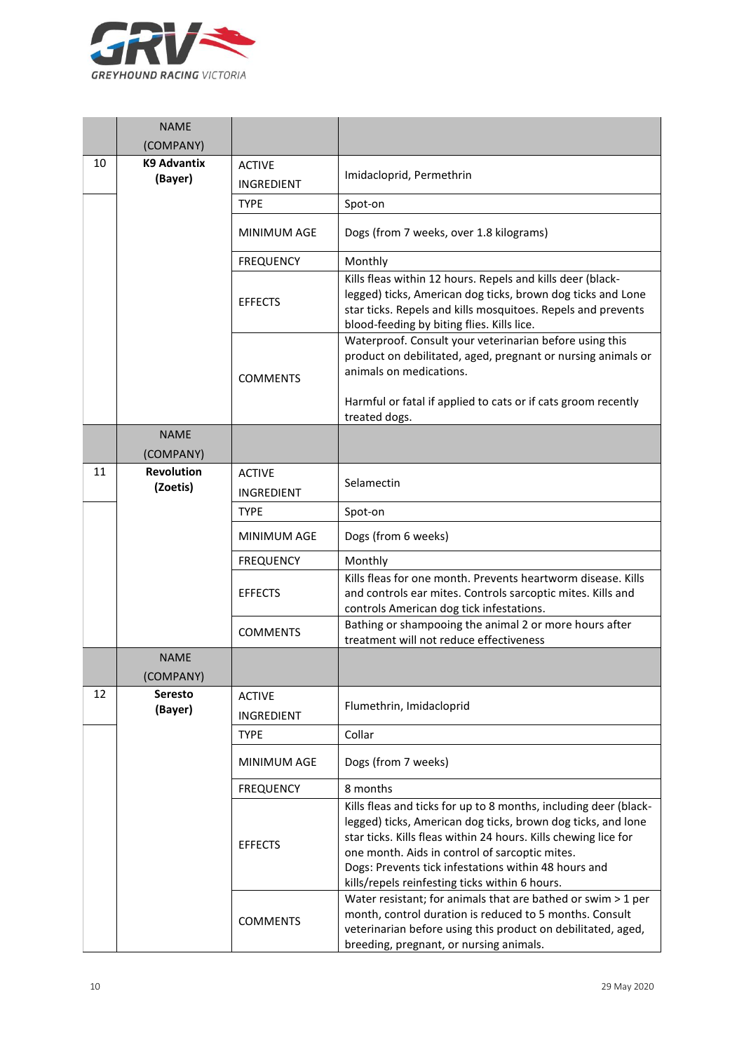| | NAME (COMPANY) | | |
|---|---|---|---|
| 10 | **K9 Advantix (Bayer)** | ACTIVE INGREDIENT | Imidacloprid, Permethrin |
| | | TYPE | Spot-on |
| | | MINIMUM AGE | Dogs (from 7 weeks, over 1.8 kilograms) |
| | | FREQUENCY | Monthly |
| | | EFFECTS | Kills fleas within 12 hours. Repels and kills deer (black-legged) ticks, American dog ticks, brown dog ticks and Lone star ticks. Repels and kills mosquitoes. Repels and prevents blood-feeding by biting flies. Kills lice. |
| | | COMMENTS | Waterproof. Consult your veterinarian before using this product on debilitated, aged, pregnant or nursing animals or animals on medications.<br><br>Harmful or fatal if applied to cats or if cats groom recently treated dogs. |
| | NAME (COMPANY) | | |
| 11 | **Revolution (Zoetis)** | ACTIVE INGREDIENT | Selamectin |
| | | TYPE | Spot-on |
| | | MINIMUM AGE | Dogs (from 6 weeks) |
| | | FREQUENCY | Monthly |
| | | EFFECTS | Kills fleas for one month. Prevents heartworm disease. Kills and controls ear mites. Controls sarcoptic mites. Kills and controls American dog tick infestations. |
| | | COMMENTS | Bathing or shampooing the animal 2 or more hours after treatment will not reduce effectiveness |
| | NAME (COMPANY) | | |
| 12 | **Seresto (Bayer)** | ACTIVE INGREDIENT | Flumethrin, Imidacloprid |
| | | TYPE | Collar |
| | | MINIMUM AGE | Dogs (from 7 weeks) |
| | | FREQUENCY | 8 months |
| | | EFFECTS | Kills fleas and ticks for up to 8 months, including deer (black-legged) ticks, American dog ticks, brown dog ticks, and lone star ticks. Kills fleas within 24 hours. Kills chewing lice for one month. Aids in control of sarcoptic mites.<br>Dogs: Prevents tick infestations within 48 hours and kills/repels reinfesting ticks within 6 hours. |
| | | COMMENTS | Water resistant; for animals that are bathed or swim > 1 per month, control duration is reduced to 5 months. Consult veterinarian before using this product on debilitated, aged, breeding, pregnant, or nursing animals. |